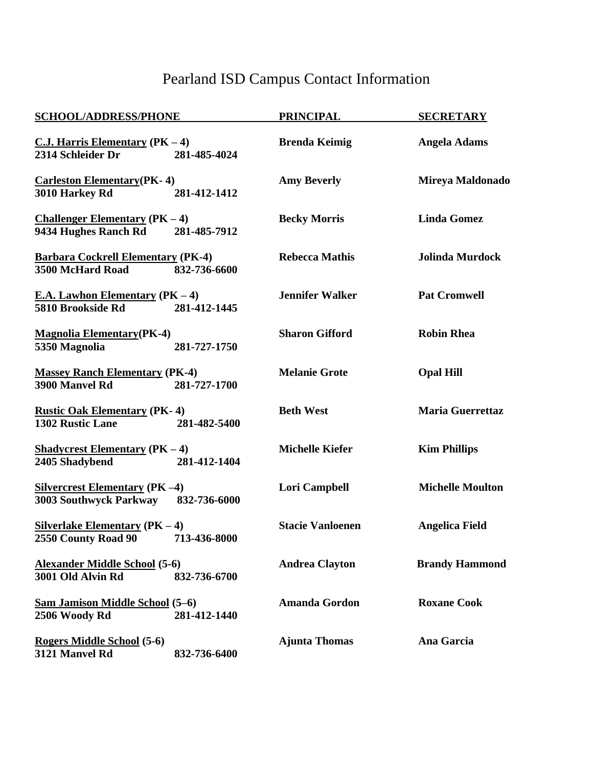# Pearland ISD Campus Contact Information

| SCHOOL/ADDRESS/PHONE | PRINCIPAL | SECRETARY |
|---|---|---|
| **C.J. Harris Elementary (PK – 4)**<br>**2314 Schleider Dr 281-485-4024** | **Brenda Keimig** | **Angela Adams** |
| **Carleston Elementary(PK- 4)**<br>**3010 Harkey Rd 281-412-1412** | **Amy Beverly** | **Mireya Maldonado** |
| **Challenger Elementary (PK – 4)**<br>**9434 Hughes Ranch Rd 281-485-7912** | **Becky Morris** | **Linda Gomez** |
| **Barbara Cockrell Elementary (PK-4)**<br>**3500 McHard Road 832-736-6600** | **Rebecca Mathis** | **Jolinda Murdock** |
| **E.A. Lawhon Elementary (PK – 4)**<br>**5810 Brookside Rd 281-412-1445** | **Jennifer Walker** | **Pat Cromwell** |
| **Magnolia Elementary(PK-4)**<br>**5350 Magnolia 281-727-1750** | **Sharon Gifford** | **Robin Rhea** |
| **Massey Ranch Elementary (PK-4)**<br>**3900 Manvel Rd 281-727-1700** | **Melanie Grote** | **Opal Hill** |
| **Rustic Oak Elementary (PK- 4)**<br>**1302 Rustic Lane 281-482-5400** | **Beth West** | **Maria Guerrettaz** |
| **Shadycrest Elementary (PK – 4)**<br>**2405 Shadybend 281-412-1404** | **Michelle Kiefer** | **Kim Phillips** |
| **Silvercrest Elementary (PK –4)**<br>**3003 Southwyck Parkway 832-736-6000** | **Lori Campbell** | **Michelle Moulton** |
| **Silverlake Elementary (PK – 4)**<br>**2550 County Road 90 713-436-8000** | **Stacie Vanloenen** | **Angelica Field** |
| **Alexander Middle School (5-6)**<br>**3001 Old Alvin Rd 832-736-6700** | **Andrea Clayton** | **Brandy Hammond** |
| **Sam Jamison Middle School (5–6)**<br>**2506 Woody Rd 281-412-1440** | **Amanda Gordon** | **Roxane Cook** |
| **Rogers Middle School (5-6)**<br>**3121 Manvel Rd 832-736-6400** | **Ajunta Thomas** | **Ana Garcia** |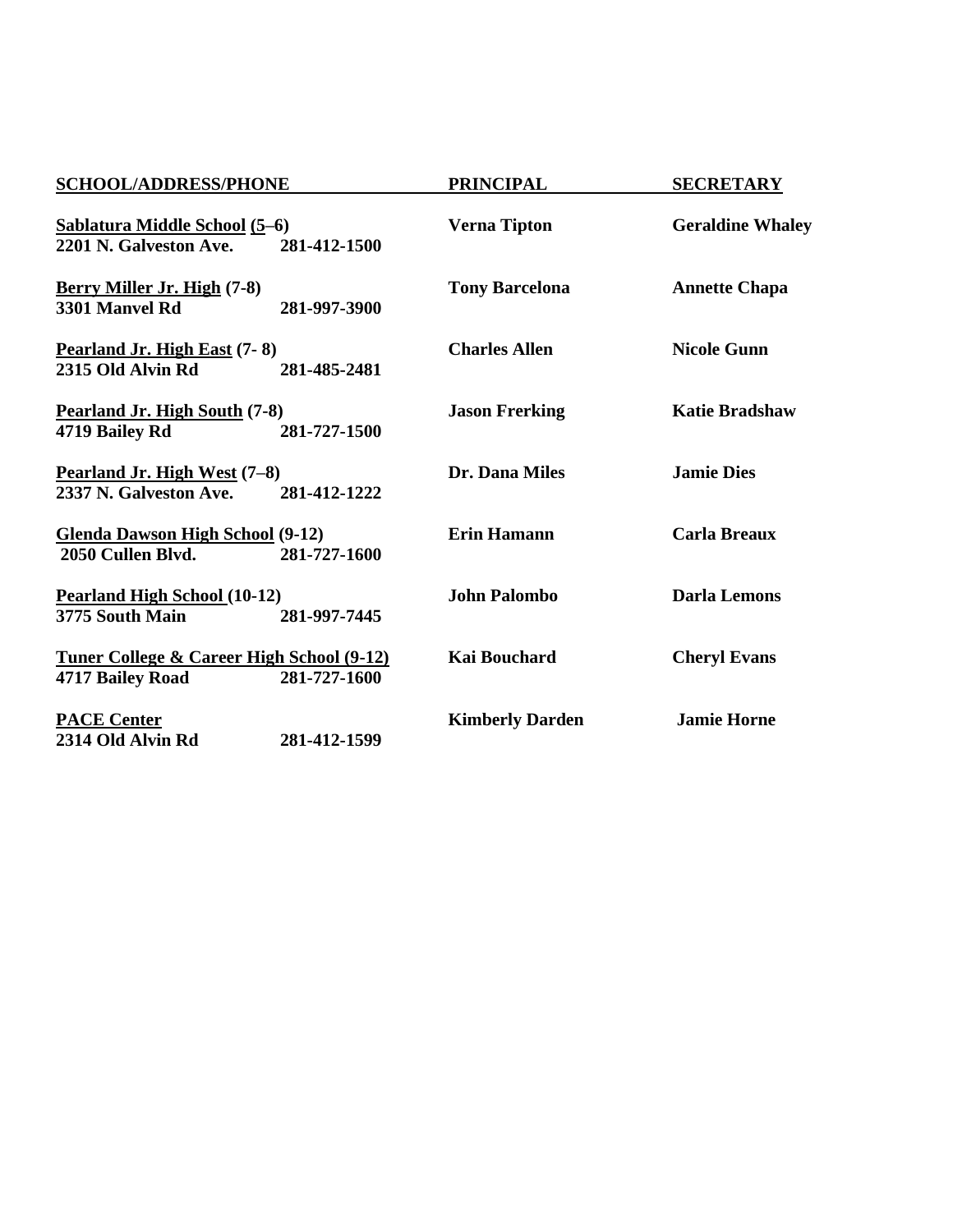| SCHOOL/ADDRESS/PHONE | | PRINCIPAL | SECRETARY |
|---|---|---|---|
| **Sablatura Middle School (5–6)**<br>**2201 N. Galveston Ave.** | **281-412-1500** | **Verna Tipton** | **Geraldine Whaley** |
| **Berry Miller Jr. High (7-8)**<br>**3301 Manvel Rd** | **281-997-3900** | **Tony Barcelona** | **Annette Chapa** |
| **Pearland Jr. High East (7- 8)**<br>**2315 Old Alvin Rd** | **281-485-2481** | **Charles Allen** | **Nicole Gunn** |
| **Pearland Jr. High South (7-8)**<br>**4719 Bailey Rd** | **281-727-1500** | **Jason Frerking** | **Katie Bradshaw** |
| **Pearland Jr. High West (7–8)**<br>**2337 N. Galveston Ave.** | **281-412-1222** | **Dr. Dana Miles** | **Jamie Dies** |
| **Glenda Dawson High School (9-12)**<br>**2050 Cullen Blvd.** | **281-727-1600** | **Erin Hamann** | **Carla Breaux** |
| **Pearland High School (10-12)**<br>**3775 South Main** | **281-997-7445** | **John Palombo** | **Darla Lemons** |
| **Tuner College & Career High School (9-12)**<br>**4717 Bailey Road** | **281-727-1600** | **Kai Bouchard** | **Cheryl Evans** |
| **PACE Center**<br>**2314 Old Alvin Rd** | **281-412-1599** | **Kimberly Darden** | **Jamie Horne** |